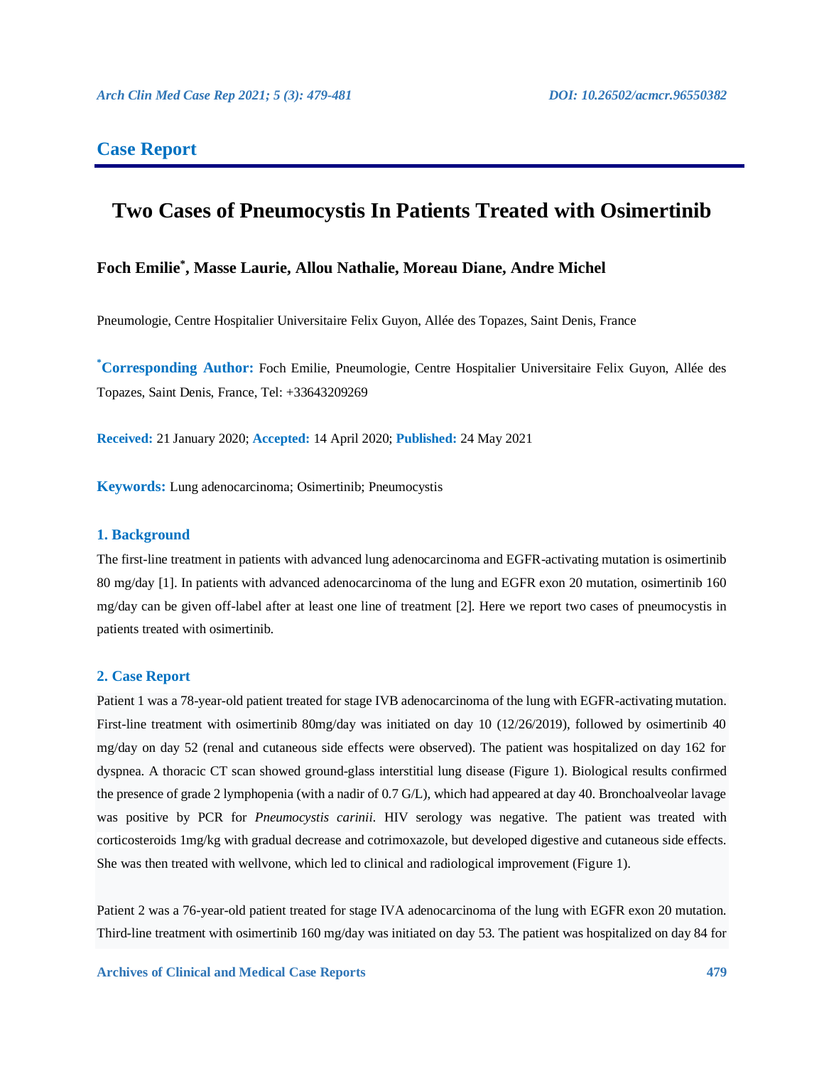## Case Report

# Two Cases of Pneumocystis In Patients Treated with Osimertinib

**Foch Emilie[*], Masse Laurie, Allou Nathalie, Moreau Diane, Andre Michel**

Pneumologie, Centre Hospitalier Universitaire Felix Guyon, Allée des Topazes, Saint Denis, France

**[*]Corresponding Author:** Foch Emilie, Pneumologie, Centre Hospitalier Universitaire Felix Guyon, Allée des Topazes, Saint Denis, France, Tel: +33643209269

**Received:** 21 January 2020; **Accepted:** 14 April 2020; **Published:** 24 May 2021

**Keywords:** Lung adenocarcinoma; Osimertinib; Pneumocystis

### 1. Background

The first-line treatment in patients with advanced lung adenocarcinoma and EGFR-activating mutation is osimertinib 80 mg/day [1]. In patients with advanced adenocarcinoma of the lung and EGFR exon 20 mutation, osimertinib 160 mg/day can be given off-label after at least one line of treatment [2]. Here we report two cases of pneumocystis in patients treated with osimertinib.

### 2. Case Report

Patient 1 was a 78-year-old patient treated for stage IVB adenocarcinoma of the lung with EGFR-activating mutation. First-line treatment with osimertinib 80mg/day was initiated on day 10 (12/26/2019), followed by osimertinib 40 mg/day on day 52 (renal and cutaneous side effects were observed). The patient was hospitalized on day 162 for dyspnea. A thoracic CT scan showed ground-glass interstitial lung disease (Figure 1). Biological results confirmed the presence of grade 2 lymphopenia (with a nadir of 0.7 G/L), which had appeared at day 40. Bronchoalveolar lavage was positive by PCR for *Pneumocystis carinii*. HIV serology was negative. The patient was treated with corticosteroids 1mg/kg with gradual decrease and cotrimoxazole, but developed digestive and cutaneous side effects. She was then treated with wellvone, which led to clinical and radiological improvement (Figure 1).

Patient 2 was a 76-year-old patient treated for stage IVA adenocarcinoma of the lung with EGFR exon 20 mutation. Third-line treatment with osimertinib 160 mg/day was initiated on day 53. The patient was hospitalized on day 84 for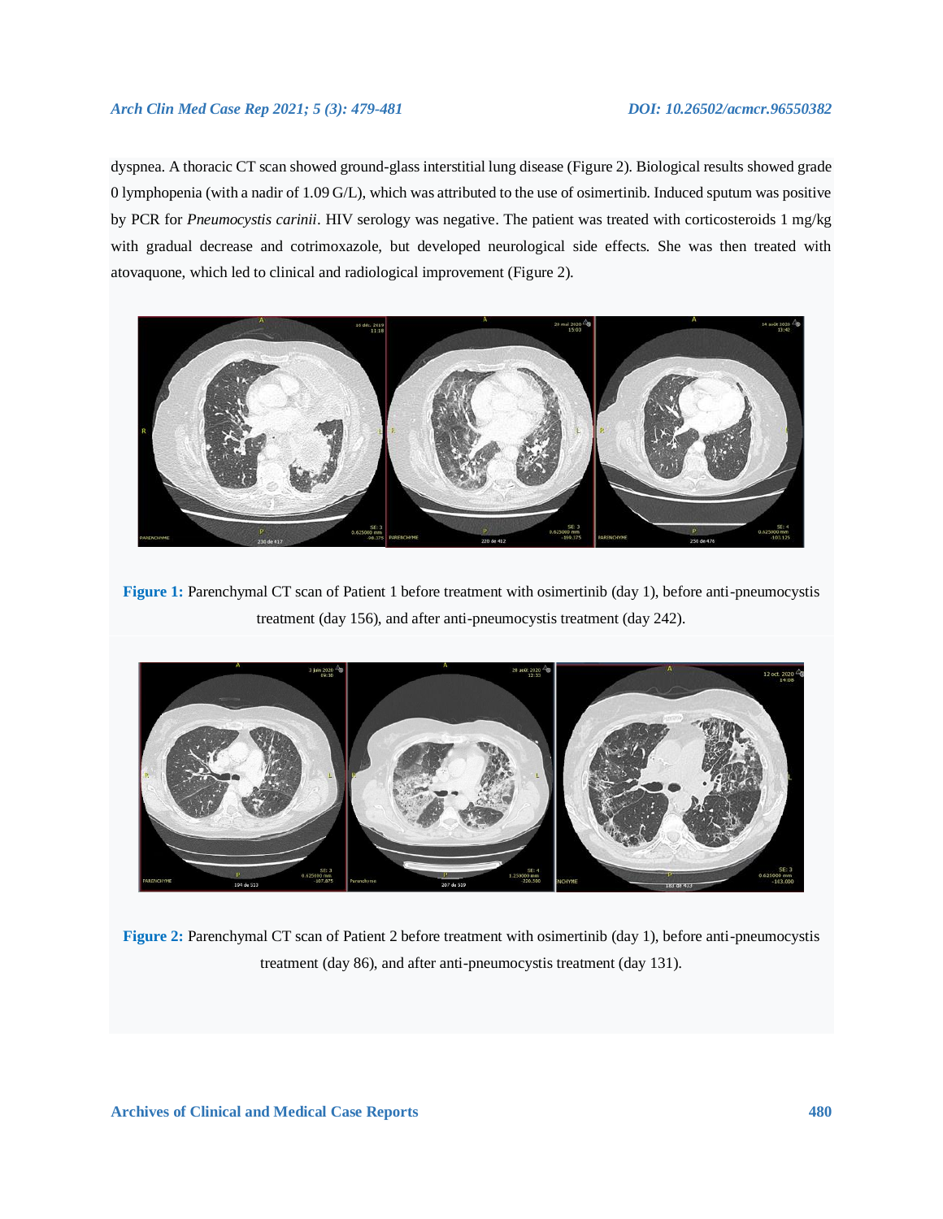dyspnea. A thoracic CT scan showed ground-glass interstitial lung disease (Figure 2). Biological results showed grade 0 lymphopenia (with a nadir of 1.09 G/L), which was attributed to the use of osimertinib. Induced sputum was positive by PCR for *Pneumocystis carinii*. HIV serology was negative. The patient was treated with corticosteroids 1 mg/kg with gradual decrease and cotrimoxazole, but developed neurological side effects. She was then treated with atovaquone, which led to clinical and radiological improvement (Figure 2).

**Figure 1:** Parenchymal CT scan of Patient 1 before treatment with osimertinib (day 1), before anti-pneumocystis treatment (day 156), and after anti-pneumocystis treatment (day 242).

**Figure 2:** Parenchymal CT scan of Patient 2 before treatment with osimertinib (day 1), before anti-pneumocystis treatment (day 86), and after anti-pneumocystis treatment (day 131).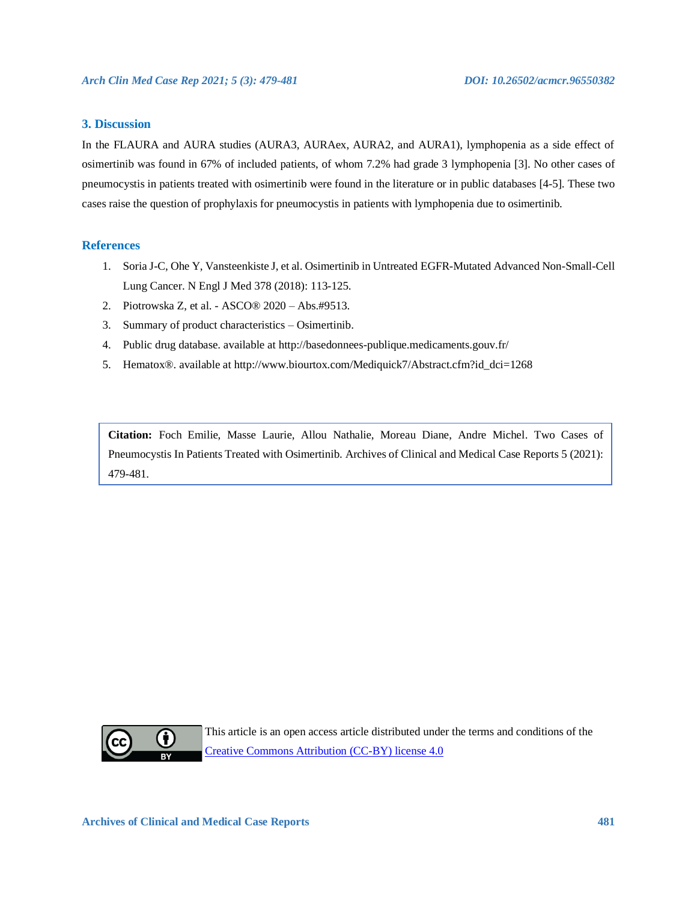## 3. Discussion

In the FLAURA and AURA studies (AURA3, AURAex, AURA2, and AURA1), lymphopenia as a side effect of osimertinib was found in 67% of included patients, of whom 7.2% had grade 3 lymphopenia [3]. No other cases of pneumocystis in patients treated with osimertinib were found in the literature or in public databases [4-5]. These two cases raise the question of prophylaxis for pneumocystis in patients with lymphopenia due to osimertinib.

## References

1. Soria J-C, Ohe Y, Vansteenkiste J, et al. Osimertinib in Untreated EGFR-Mutated Advanced Non-Small-Cell Lung Cancer. N Engl J Med 378 (2018): 113-125.
2. Piotrowska Z, et al. - ASCO® 2020 – Abs.#9513.
3. Summary of product characteristics – Osimertinib.
4. Public drug database. available at http://basedonnees-publique.medicaments.gouv.fr/
5. Hematox®. available at http://www.biourtox.com/Mediquick7/Abstract.cfm?id_dci=1268

**Citation:** Foch Emilie, Masse Laurie, Allou Nathalie, Moreau Diane, Andre Michel. Two Cases of Pneumocystis In Patients Treated with Osimertinib. Archives of Clinical and Medical Case Reports 5 (2021): 479-481.

This article is an open access article distributed under the terms and conditions of the Creative Commons Attribution (CC-BY) license 4.0